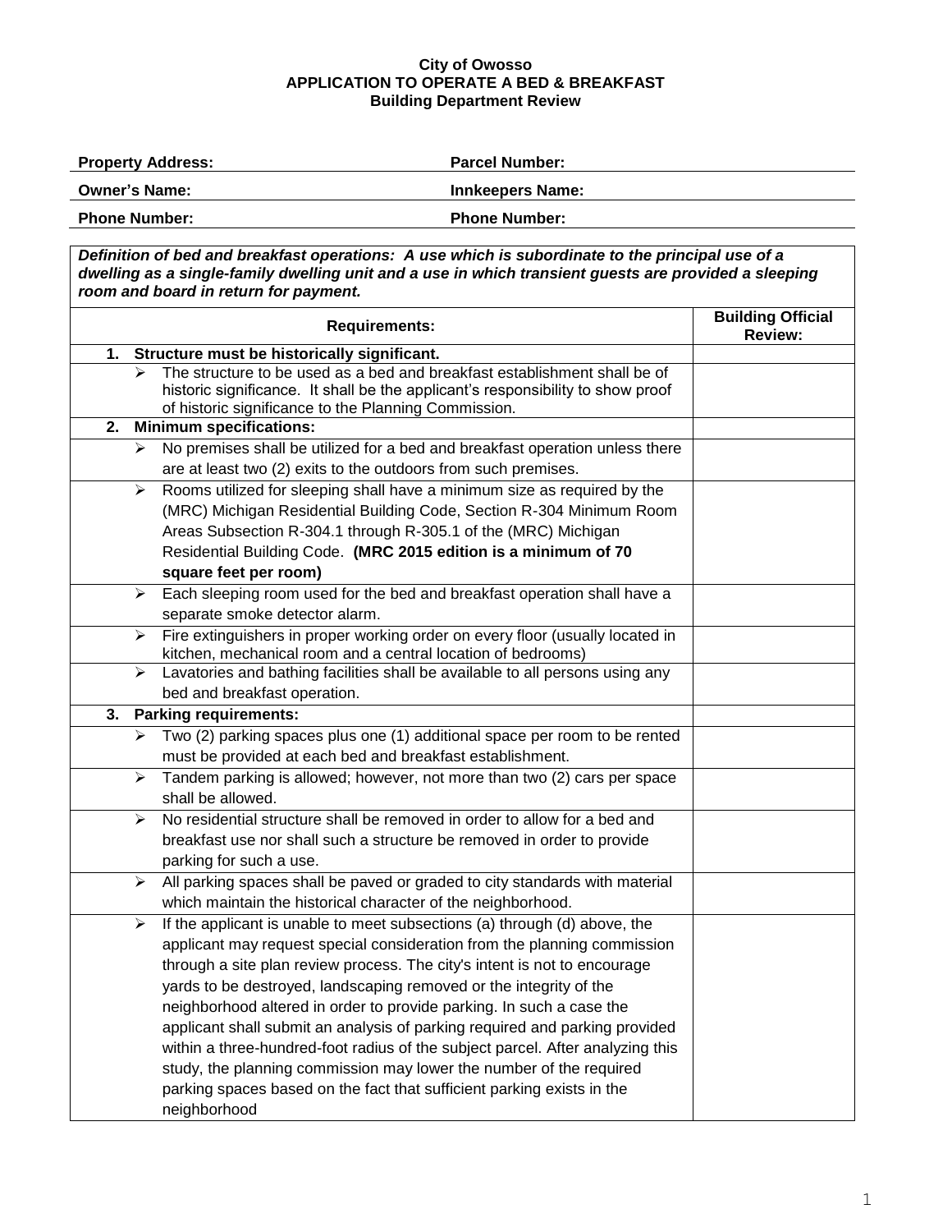**City of Owosso**
**APPLICATION TO OPERATE A BED & BREAKFAST**
**Building Department Review**

| **Property Address:** | **Parcel Number:** |
|---|---|
| **Owner's Name:** | **Innkeepers Name:** |
| **Phone Number:** | **Phone Number:** |

***Definition of bed and breakfast operations: A use which is subordinate to the principal use of a dwelling as a single-family dwelling unit and a use in which transient guests are provided a sleeping room and board in return for payment.***

| **Requirements:** | **Building Official Review:** |
|---|---|
| **1. Structure must be historically significant.** | |
| ➢ The structure to be used as a bed and breakfast establishment shall be of historic significance. It shall be the applicant's responsibility to show proof of historic significance to the Planning Commission. | |
| **2. Minimum specifications:** | |
| ➢ No premises shall be utilized for a bed and breakfast operation unless there are at least two (2) exits to the outdoors from such premises. | |
| ➢ Rooms utilized for sleeping shall have a minimum size as required by the (MRC) Michigan Residential Building Code, Section R-304 Minimum Room Areas Subsection R-304.1 through R-305.1 of the (MRC) Michigan Residential Building Code. **(MRC 2015 edition is a minimum of 70 square feet per room)** | |
| ➢ Each sleeping room used for the bed and breakfast operation shall have a separate smoke detector alarm. | |
| ➢ Fire extinguishers in proper working order on every floor (usually located in kitchen, mechanical room and a central location of bedrooms) | |
| ➢ Lavatories and bathing facilities shall be available to all persons using any bed and breakfast operation. | |
| **3. Parking requirements:** | |
| ➢ Two (2) parking spaces plus one (1) additional space per room to be rented must be provided at each bed and breakfast establishment. | |
| ➢ Tandem parking is allowed; however, not more than two (2) cars per space shall be allowed. | |
| ➢ No residential structure shall be removed in order to allow for a bed and breakfast use nor shall such a structure be removed in order to provide parking for such a use. | |
| ➢ All parking spaces shall be paved or graded to city standards with material which maintain the historical character of the neighborhood. | |
| ➢ If the applicant is unable to meet subsections (a) through (d) above, the applicant may request special consideration from the planning commission through a site plan review process. The city's intent is not to encourage yards to be destroyed, landscaping removed or the integrity of the neighborhood altered in order to provide parking. In such a case the applicant shall submit an analysis of parking required and parking provided within a three-hundred-foot radius of the subject parcel. After analyzing this study, the planning commission may lower the number of the required parking spaces based on the fact that sufficient parking exists in the neighborhood | |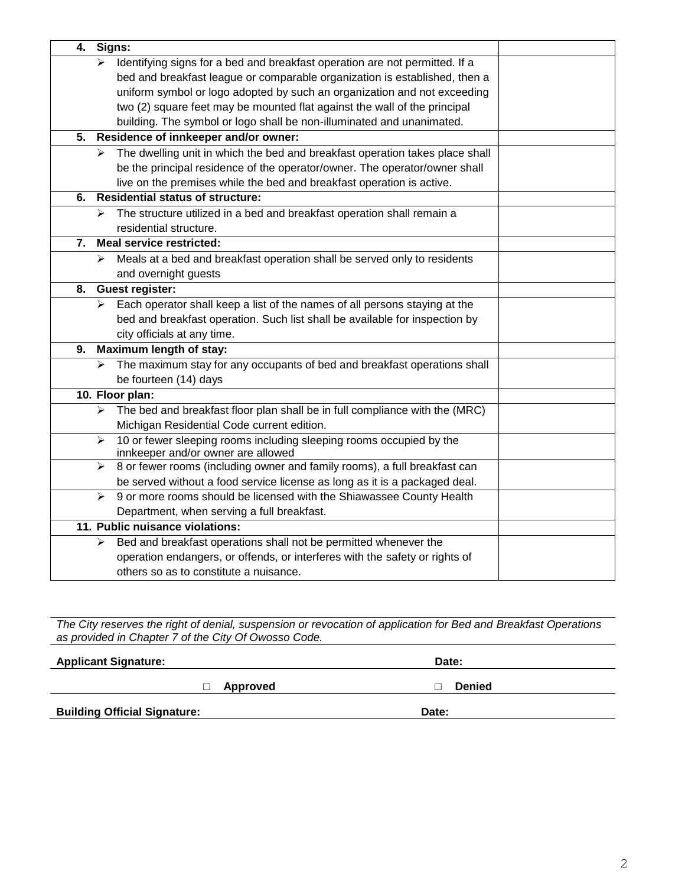| | |
|---|---|
| **4. Signs:** | |
| ➢ Identifying signs for a bed and breakfast operation are not permitted. If a bed and breakfast league or comparable organization is established, then a uniform symbol or logo adopted by such an organization and not exceeding two (2) square feet may be mounted flat against the wall of the principal building. The symbol or logo shall be non-illuminated and unanimated. | |
| **5. Residence of innkeeper and/or owner:** | |
| ➢ The dwelling unit in which the bed and breakfast operation takes place shall be the principal residence of the operator/owner. The operator/owner shall live on the premises while the bed and breakfast operation is active. | |
| **6. Residential status of structure:** | |
| ➢ The structure utilized in a bed and breakfast operation shall remain a residential structure. | |
| **7. Meal service restricted:** | |
| ➢ Meals at a bed and breakfast operation shall be served only to residents and overnight guests | |
| **8. Guest register:** | |
| ➢ Each operator shall keep a list of the names of all persons staying at the bed and breakfast operation. Such list shall be available for inspection by city officials at any time. | |
| **9. Maximum length of stay:** | |
| ➢ The maximum stay for any occupants of bed and breakfast operations shall be fourteen (14) days | |
| **10. Floor plan:** | |
| ➢ The bed and breakfast floor plan shall be in full compliance with the (MRC) Michigan Residential Code current edition. | |
| ➢ 10 or fewer sleeping rooms including sleeping rooms occupied by the innkeeper and/or owner are allowed | |
| ➢ 8 or fewer rooms (including owner and family rooms), a full breakfast can be served without a food service license as long as it is a packaged deal. | |
| ➢ 9 or more rooms should be licensed with the Shiawassee County Health Department, when serving a full breakfast. | |
| **11. Public nuisance violations:** | |
| ➢ Bed and breakfast operations shall not be permitted whenever the operation endangers, or offends, or interferes with the safety or rights of others so as to constitute a nuisance. | |

*The City reserves the right of denial, suspension or revocation of application for Bed and Breakfast Operations as provided in Chapter 7 of the City Of Owosso Code.*

**Applicant Signature:** **Date:**

□ **Approved** □ **Denied**

**Building Official Signature:** **Date:**